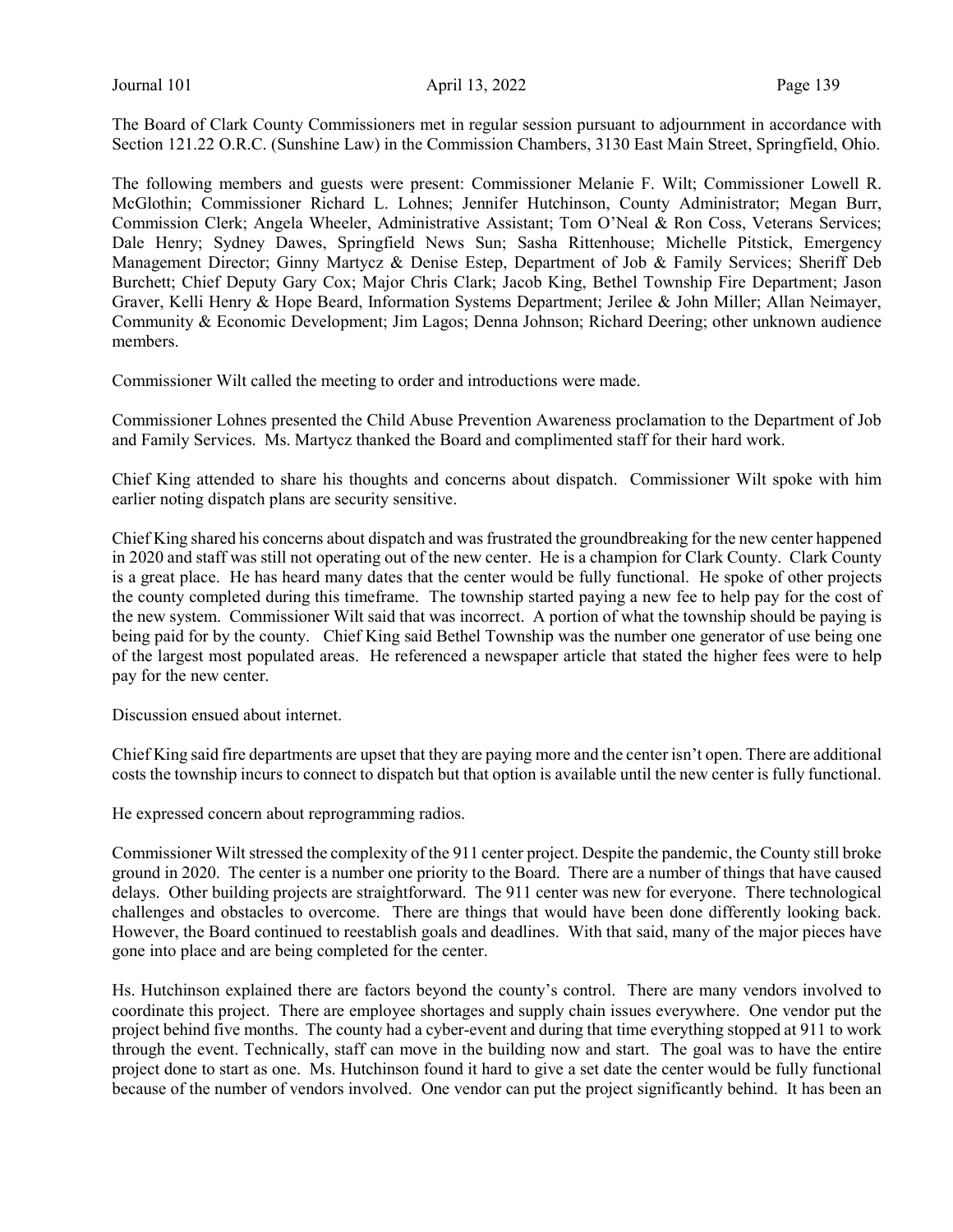The Board of Clark County Commissioners met in regular session pursuant to adjournment in accordance with Section 121.22 O.R.C. (Sunshine Law) in the Commission Chambers, 3130 East Main Street, Springfield, Ohio.

The following members and guests were present: Commissioner Melanie F. Wilt; Commissioner Lowell R. McGlothin; Commissioner Richard L. Lohnes; Jennifer Hutchinson, County Administrator; Megan Burr, Commission Clerk; Angela Wheeler, Administrative Assistant; Tom O'Neal & Ron Coss, Veterans Services; Dale Henry; Sydney Dawes, Springfield News Sun; Sasha Rittenhouse; Michelle Pitstick, Emergency Management Director; Ginny Martycz & Denise Estep, Department of Job & Family Services; Sheriff Deb Burchett; Chief Deputy Gary Cox; Major Chris Clark; Jacob King, Bethel Township Fire Department; Jason Graver, Kelli Henry & Hope Beard, Information Systems Department; Jerilee & John Miller; Allan Neimayer, Community & Economic Development; Jim Lagos; Denna Johnson; Richard Deering; other unknown audience members.

Commissioner Wilt called the meeting to order and introductions were made.

Commissioner Lohnes presented the Child Abuse Prevention Awareness proclamation to the Department of Job and Family Services. Ms. Martycz thanked the Board and complimented staff for their hard work.

Chief King attended to share his thoughts and concerns about dispatch. Commissioner Wilt spoke with him earlier noting dispatch plans are security sensitive.

Chief King shared his concerns about dispatch and was frustrated the groundbreaking for the new center happened in 2020 and staff was still not operating out of the new center. He is a champion for Clark County. Clark County is a great place. He has heard many dates that the center would be fully functional. He spoke of other projects the county completed during this timeframe. The township started paying a new fee to help pay for the cost of the new system. Commissioner Wilt said that was incorrect. A portion of what the township should be paying is being paid for by the county. Chief King said Bethel Township was the number one generator of use being one of the largest most populated areas. He referenced a newspaper article that stated the higher fees were to help pay for the new center.

Discussion ensued about internet.

Chief King said fire departments are upset that they are paying more and the center isn't open. There are additional costs the township incurs to connect to dispatch but that option is available until the new center is fully functional.

He expressed concern about reprogramming radios.

Commissioner Wilt stressed the complexity of the 911 center project. Despite the pandemic, the County still broke ground in 2020. The center is a number one priority to the Board. There are a number of things that have caused delays. Other building projects are straightforward. The 911 center was new for everyone. There technological challenges and obstacles to overcome. There are things that would have been done differently looking back. However, the Board continued to reestablish goals and deadlines. With that said, many of the major pieces have gone into place and are being completed for the center.

Hs. Hutchinson explained there are factors beyond the county's control. There are many vendors involved to coordinate this project. There are employee shortages and supply chain issues everywhere. One vendor put the project behind five months. The county had a cyber-event and during that time everything stopped at 911 to work through the event. Technically, staff can move in the building now and start. The goal was to have the entire project done to start as one. Ms. Hutchinson found it hard to give a set date the center would be fully functional because of the number of vendors involved. One vendor can put the project significantly behind. It has been an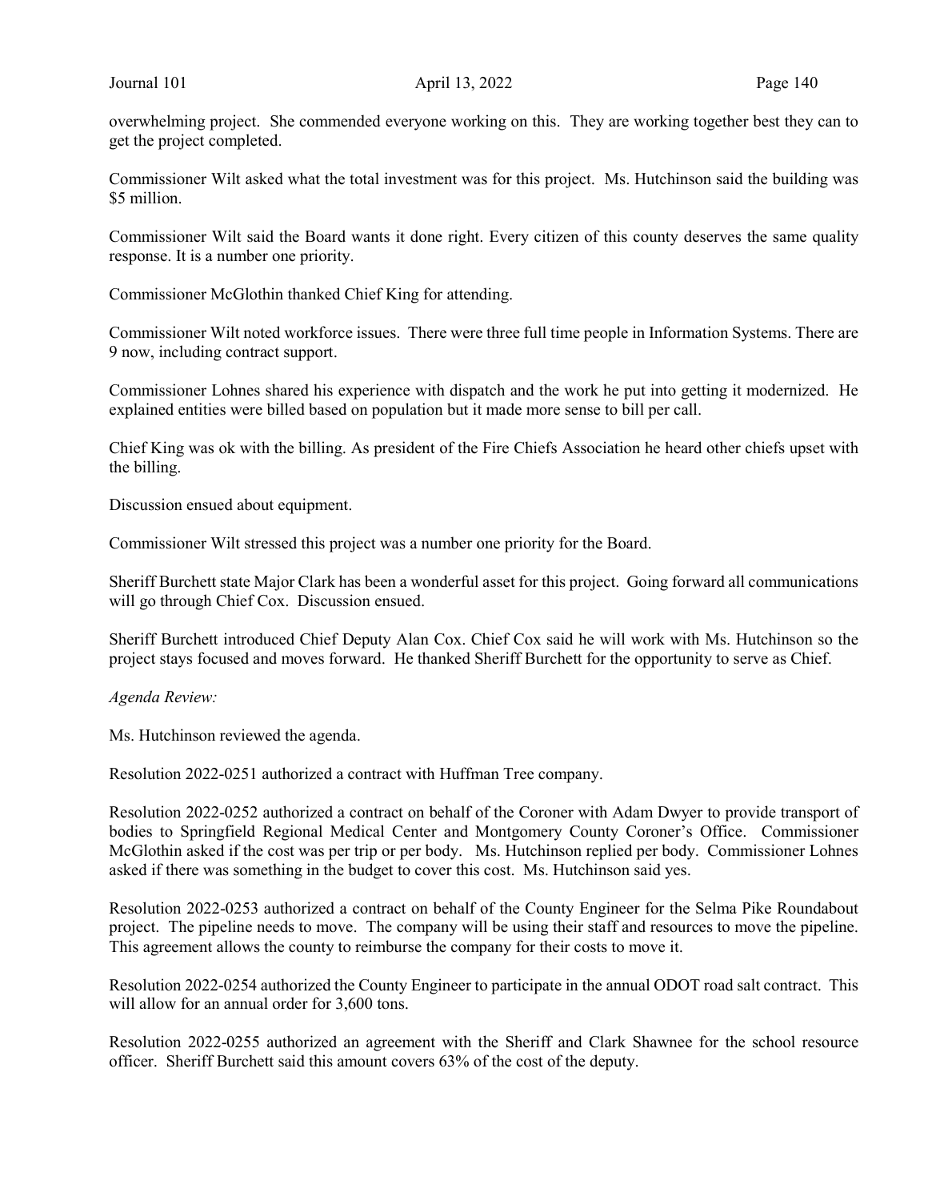overwhelming project. She commended everyone working on this. They are working together best they can to get the project completed.

Commissioner Wilt asked what the total investment was for this project. Ms. Hutchinson said the building was $5 million.

Commissioner Wilt said the Board wants it done right. Every citizen of this county deserves the same quality response. It is a number one priority.

Commissioner McGlothin thanked Chief King for attending.

Commissioner Wilt noted workforce issues. There were three full time people in Information Systems. There are 9 now, including contract support.

Commissioner Lohnes shared his experience with dispatch and the work he put into getting it modernized. He explained entities were billed based on population but it made more sense to bill per call.

Chief King was ok with the billing. As president of the Fire Chiefs Association he heard other chiefs upset with the billing.

Discussion ensued about equipment.

Commissioner Wilt stressed this project was a number one priority for the Board.

Sheriff Burchett state Major Clark has been a wonderful asset for this project. Going forward all communications will go through Chief Cox. Discussion ensued.

Sheriff Burchett introduced Chief Deputy Alan Cox. Chief Cox said he will work with Ms. Hutchinson so the project stays focused and moves forward. He thanked Sheriff Burchett for the opportunity to serve as Chief.

*Agenda Review:*

Ms. Hutchinson reviewed the agenda.

Resolution 2022-0251 authorized a contract with Huffman Tree company.

Resolution 2022-0252 authorized a contract on behalf of the Coroner with Adam Dwyer to provide transport of bodies to Springfield Regional Medical Center and Montgomery County Coroner's Office. Commissioner McGlothin asked if the cost was per trip or per body. Ms. Hutchinson replied per body. Commissioner Lohnes asked if there was something in the budget to cover this cost. Ms. Hutchinson said yes.

Resolution 2022-0253 authorized a contract on behalf of the County Engineer for the Selma Pike Roundabout project. The pipeline needs to move. The company will be using their staff and resources to move the pipeline. This agreement allows the county to reimburse the company for their costs to move it.

Resolution 2022-0254 authorized the County Engineer to participate in the annual ODOT road salt contract. This will allow for an annual order for 3,600 tons.

Resolution 2022-0255 authorized an agreement with the Sheriff and Clark Shawnee for the school resource officer. Sheriff Burchett said this amount covers 63% of the cost of the deputy.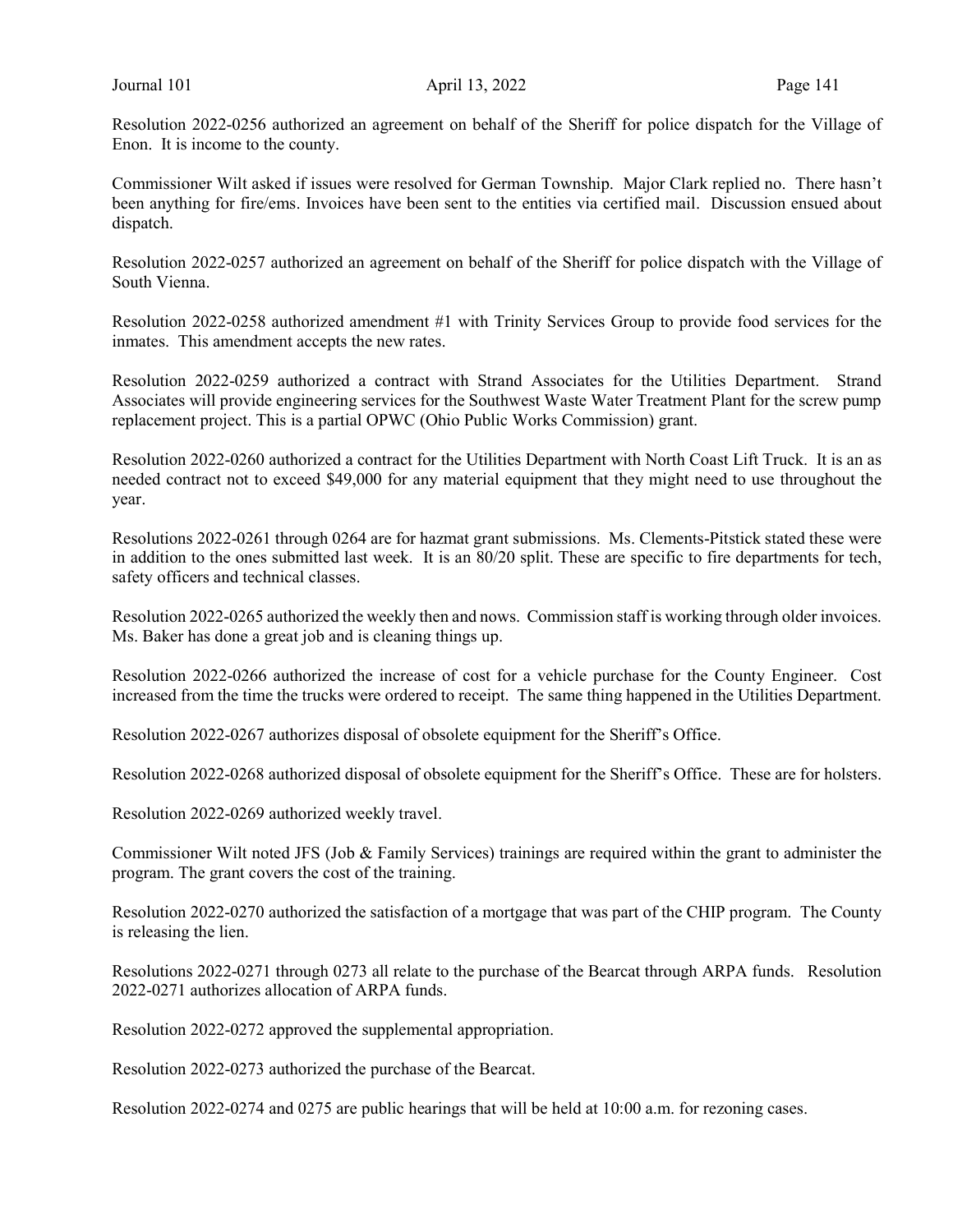Resolution 2022-0256 authorized an agreement on behalf of the Sheriff for police dispatch for the Village of Enon. It is income to the county.

Commissioner Wilt asked if issues were resolved for German Township. Major Clark replied no. There hasn't been anything for fire/ems. Invoices have been sent to the entities via certified mail. Discussion ensued about dispatch.

Resolution 2022-0257 authorized an agreement on behalf of the Sheriff for police dispatch with the Village of South Vienna.

Resolution 2022-0258 authorized amendment #1 with Trinity Services Group to provide food services for the inmates. This amendment accepts the new rates.

Resolution 2022-0259 authorized a contract with Strand Associates for the Utilities Department. Strand Associates will provide engineering services for the Southwest Waste Water Treatment Plant for the screw pump replacement project. This is a partial OPWC (Ohio Public Works Commission) grant.

Resolution 2022-0260 authorized a contract for the Utilities Department with North Coast Lift Truck. It is an as needed contract not to exceed $49,000 for any material equipment that they might need to use throughout the year.

Resolutions 2022-0261 through 0264 are for hazmat grant submissions. Ms. Clements-Pitstick stated these were in addition to the ones submitted last week. It is an 80/20 split. These are specific to fire departments for tech, safety officers and technical classes.

Resolution 2022-0265 authorized the weekly then and nows. Commission staff is working through older invoices. Ms. Baker has done a great job and is cleaning things up.

Resolution 2022-0266 authorized the increase of cost for a vehicle purchase for the County Engineer. Cost increased from the time the trucks were ordered to receipt. The same thing happened in the Utilities Department.

Resolution 2022-0267 authorizes disposal of obsolete equipment for the Sheriff's Office.

Resolution 2022-0268 authorized disposal of obsolete equipment for the Sheriff's Office. These are for holsters.

Resolution 2022-0269 authorized weekly travel.

Commissioner Wilt noted JFS (Job & Family Services) trainings are required within the grant to administer the program. The grant covers the cost of the training.

Resolution 2022-0270 authorized the satisfaction of a mortgage that was part of the CHIP program. The County is releasing the lien.

Resolutions 2022-0271 through 0273 all relate to the purchase of the Bearcat through ARPA funds. Resolution 2022-0271 authorizes allocation of ARPA funds.

Resolution 2022-0272 approved the supplemental appropriation.

Resolution 2022-0273 authorized the purchase of the Bearcat.

Resolution 2022-0274 and 0275 are public hearings that will be held at 10:00 a.m. for rezoning cases.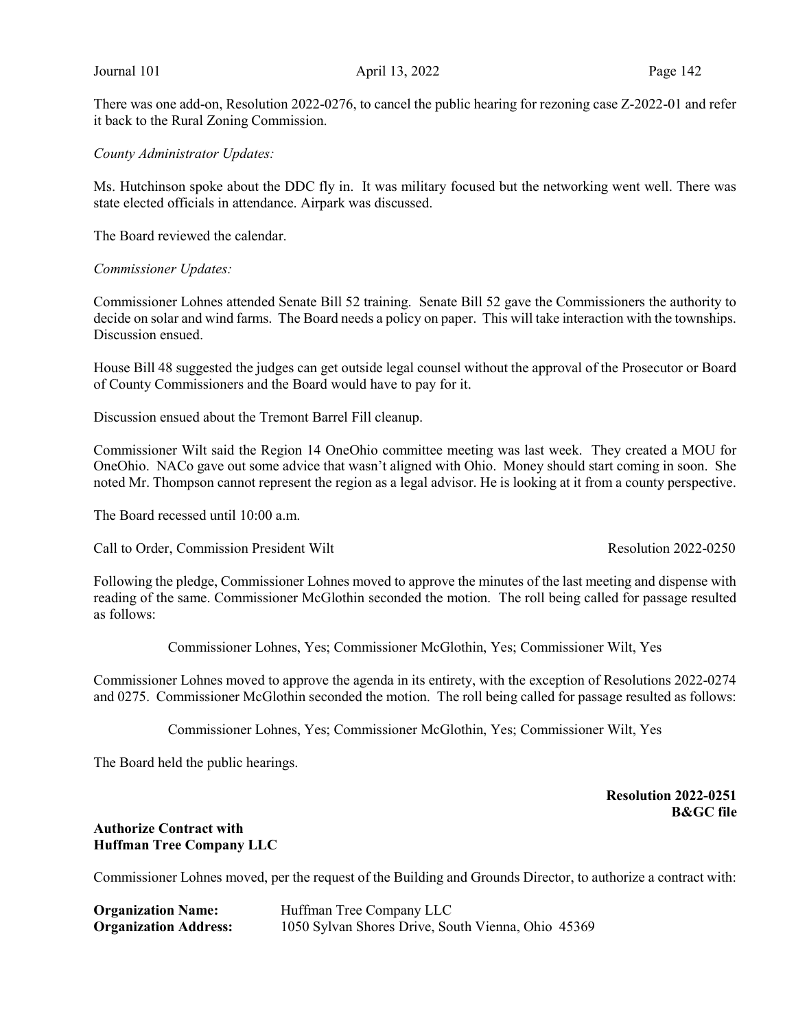There was one add-on, Resolution 2022-0276, to cancel the public hearing for rezoning case Z-2022-01 and refer it back to the Rural Zoning Commission.

*County Administrator Updates:*

Ms. Hutchinson spoke about the DDC fly in. It was military focused but the networking went well. There was state elected officials in attendance. Airpark was discussed.

The Board reviewed the calendar.

*Commissioner Updates:*

Commissioner Lohnes attended Senate Bill 52 training. Senate Bill 52 gave the Commissioners the authority to decide on solar and wind farms. The Board needs a policy on paper. This will take interaction with the townships. Discussion ensued.

House Bill 48 suggested the judges can get outside legal counsel without the approval of the Prosecutor or Board of County Commissioners and the Board would have to pay for it.

Discussion ensued about the Tremont Barrel Fill cleanup.

Commissioner Wilt said the Region 14 OneOhio committee meeting was last week. They created a MOU for OneOhio. NACo gave out some advice that wasn't aligned with Ohio. Money should start coming in soon. She noted Mr. Thompson cannot represent the region as a legal advisor. He is looking at it from a county perspective.

The Board recessed until 10:00 a.m.

Call to Order, Commission President Wilt — Resolution 2022-0250

Following the pledge, Commissioner Lohnes moved to approve the minutes of the last meeting and dispense with reading of the same. Commissioner McGlothin seconded the motion. The roll being called for passage resulted as follows:

Commissioner Lohnes, Yes; Commissioner McGlothin, Yes; Commissioner Wilt, Yes

Commissioner Lohnes moved to approve the agenda in its entirety, with the exception of Resolutions 2022-0274 and 0275. Commissioner McGlothin seconded the motion. The roll being called for passage resulted as follows:

Commissioner Lohnes, Yes; Commissioner McGlothin, Yes; Commissioner Wilt, Yes

The Board held the public hearings.

**Resolution 2022-0251**
**B&GC file**

**Authorize Contract with Huffman Tree Company LLC**

Commissioner Lohnes moved, per the request of the Building and Grounds Director, to authorize a contract with:

**Organization Name:** Huffman Tree Company LLC
**Organization Address:** 1050 Sylvan Shores Drive, South Vienna, Ohio 45369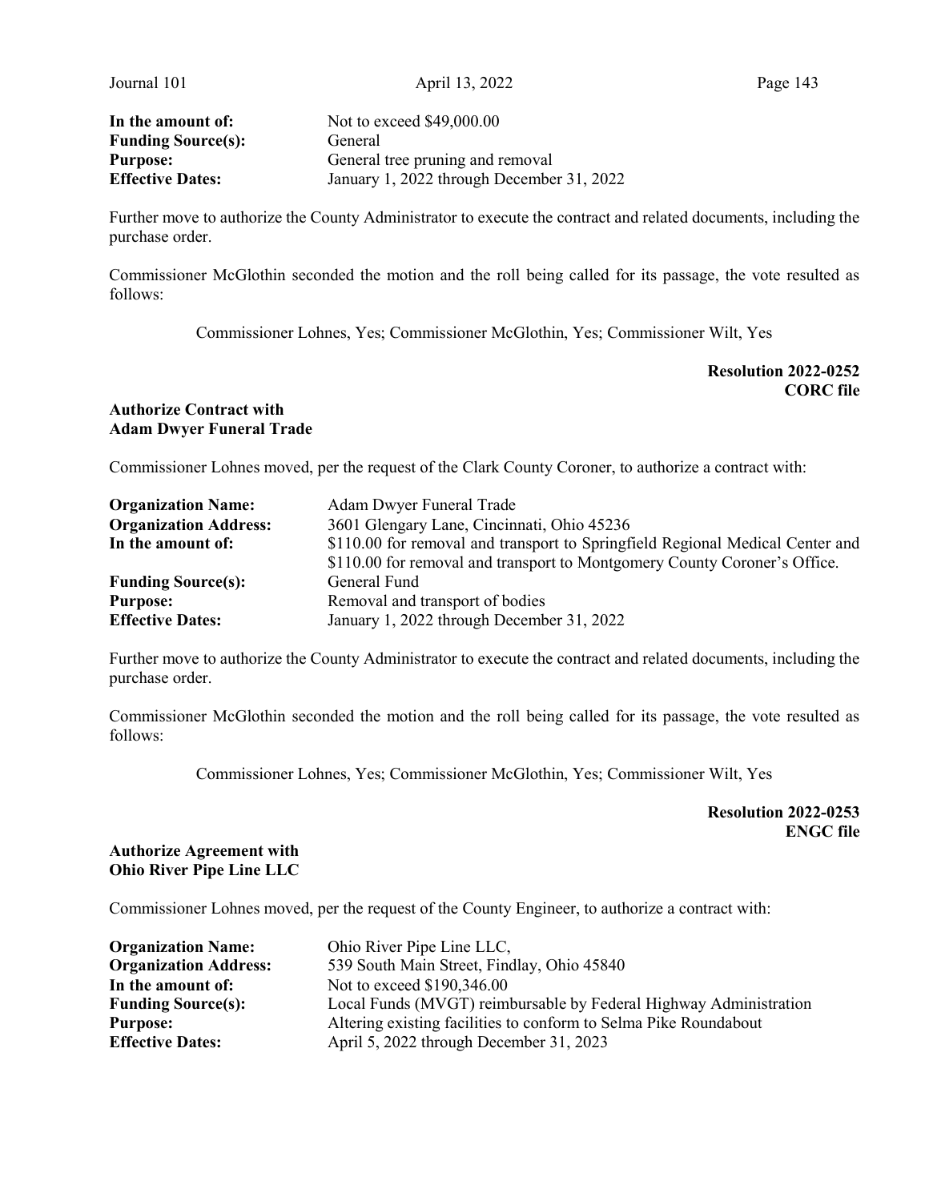| | |
|---|---|
| **In the amount of:** | Not to exceed $49,000.00 |
| **Funding Source(s):** | General |
| **Purpose:** | General tree pruning and removal |
| **Effective Dates:** | January 1, 2022 through December 31, 2022 |

Further move to authorize the County Administrator to execute the contract and related documents, including the purchase order.

Commissioner McGlothin seconded the motion and the roll being called for its passage, the vote resulted as follows:

Commissioner Lohnes, Yes; Commissioner McGlothin, Yes; Commissioner Wilt, Yes

**Resolution 2022-0252**
**CORC file**

**Authorize Contract with Adam Dwyer Funeral Trade**

Commissioner Lohnes moved, per the request of the Clark County Coroner, to authorize a contract with:

| | |
|---|---|
| **Organization Name:** | Adam Dwyer Funeral Trade |
| **Organization Address:** | 3601 Glengary Lane, Cincinnati, Ohio 45236 |
| **In the amount of:** | $110.00 for removal and transport to Springfield Regional Medical Center and $110.00 for removal and transport to Montgomery County Coroner's Office. |
| **Funding Source(s):** | General Fund |
| **Purpose:** | Removal and transport of bodies |
| **Effective Dates:** | January 1, 2022 through December 31, 2022 |

Further move to authorize the County Administrator to execute the contract and related documents, including the purchase order.

Commissioner McGlothin seconded the motion and the roll being called for its passage, the vote resulted as follows:

Commissioner Lohnes, Yes; Commissioner McGlothin, Yes; Commissioner Wilt, Yes

**Resolution 2022-0253**
**ENGC file**

**Authorize Agreement with Ohio River Pipe Line LLC**

Commissioner Lohnes moved, per the request of the County Engineer, to authorize a contract with:

| | |
|---|---|
| **Organization Name:** | Ohio River Pipe Line LLC, |
| **Organization Address:** | 539 South Main Street, Findlay, Ohio 45840 |
| **In the amount of:** | Not to exceed $190,346.00 |
| **Funding Source(s):** | Local Funds (MVGT) reimbursable by Federal Highway Administration |
| **Purpose:** | Altering existing facilities to conform to Selma Pike Roundabout |
| **Effective Dates:** | April 5, 2022 through December 31, 2023 |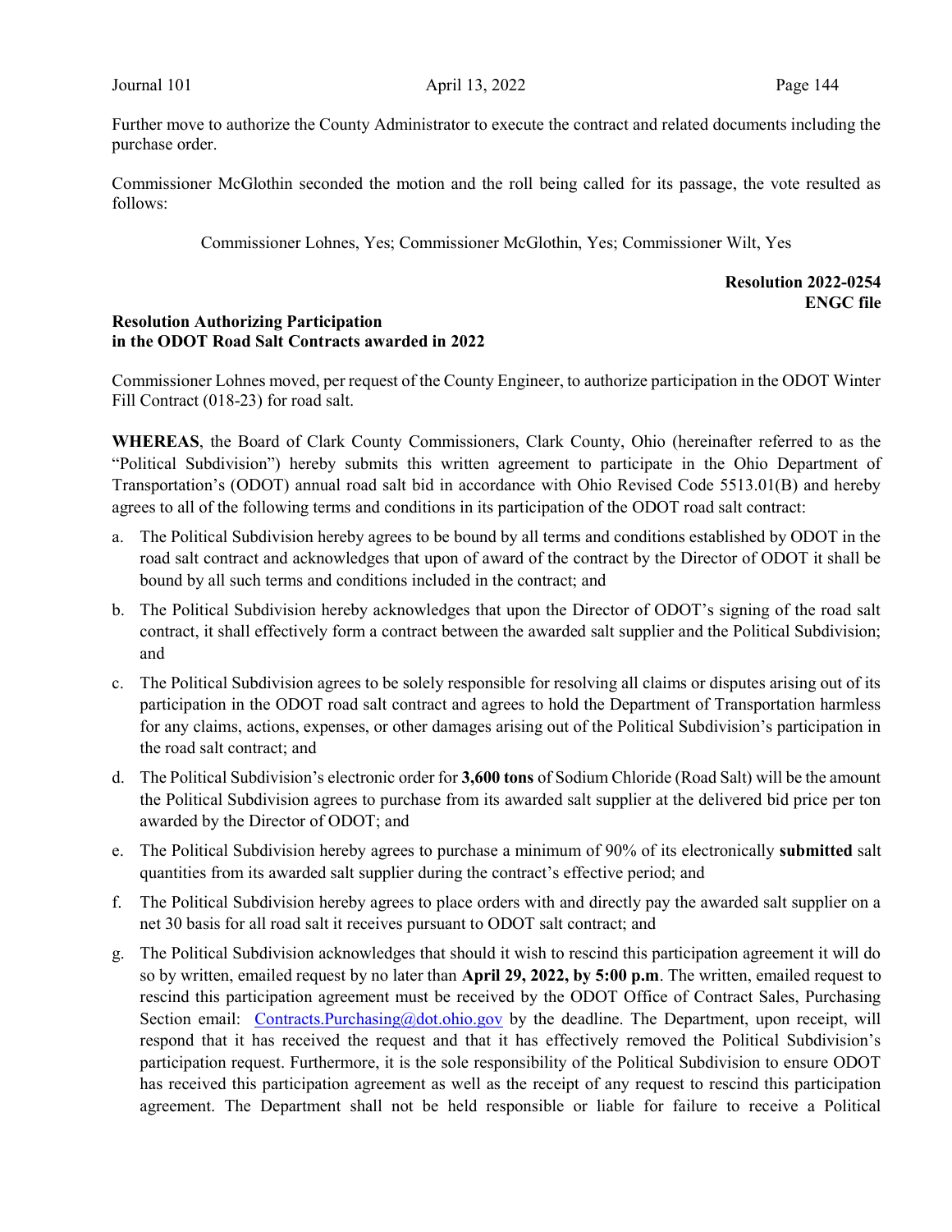Further move to authorize the County Administrator to execute the contract and related documents including the purchase order.

Commissioner McGlothin seconded the motion and the roll being called for its passage, the vote resulted as follows:

Commissioner Lohnes, Yes; Commissioner McGlothin, Yes; Commissioner Wilt, Yes

**Resolution 2022-0254**
**ENGC file**

**Resolution Authorizing Participation in the ODOT Road Salt Contracts awarded in 2022**

Commissioner Lohnes moved, per request of the County Engineer, to authorize participation in the ODOT Winter Fill Contract (018-23) for road salt.

**WHEREAS**, the Board of Clark County Commissioners, Clark County, Ohio (hereinafter referred to as the "Political Subdivision") hereby submits this written agreement to participate in the Ohio Department of Transportation's (ODOT) annual road salt bid in accordance with Ohio Revised Code 5513.01(B) and hereby agrees to all of the following terms and conditions in its participation of the ODOT road salt contract:

a. The Political Subdivision hereby agrees to be bound by all terms and conditions established by ODOT in the road salt contract and acknowledges that upon of award of the contract by the Director of ODOT it shall be bound by all such terms and conditions included in the contract; and

b. The Political Subdivision hereby acknowledges that upon the Director of ODOT's signing of the road salt contract, it shall effectively form a contract between the awarded salt supplier and the Political Subdivision; and

c. The Political Subdivision agrees to be solely responsible for resolving all claims or disputes arising out of its participation in the ODOT road salt contract and agrees to hold the Department of Transportation harmless for any claims, actions, expenses, or other damages arising out of the Political Subdivision's participation in the road salt contract; and

d. The Political Subdivision's electronic order for **3,600 tons** of Sodium Chloride (Road Salt) will be the amount the Political Subdivision agrees to purchase from its awarded salt supplier at the delivered bid price per ton awarded by the Director of ODOT; and

e. The Political Subdivision hereby agrees to purchase a minimum of 90% of its electronically **submitted** salt quantities from its awarded salt supplier during the contract's effective period; and

f. The Political Subdivision hereby agrees to place orders with and directly pay the awarded salt supplier on a net 30 basis for all road salt it receives pursuant to ODOT salt contract; and

g. The Political Subdivision acknowledges that should it wish to rescind this participation agreement it will do so by written, emailed request by no later than **April 29, 2022, by 5:00 p.m**. The written, emailed request to rescind this participation agreement must be received by the ODOT Office of Contract Sales, Purchasing Section email: Contracts.Purchasing@dot.ohio.gov by the deadline. The Department, upon receipt, will respond that it has received the request and that it has effectively removed the Political Subdivision's participation request. Furthermore, it is the sole responsibility of the Political Subdivision to ensure ODOT has received this participation agreement as well as the receipt of any request to rescind this participation agreement. The Department shall not be held responsible or liable for failure to receive a Political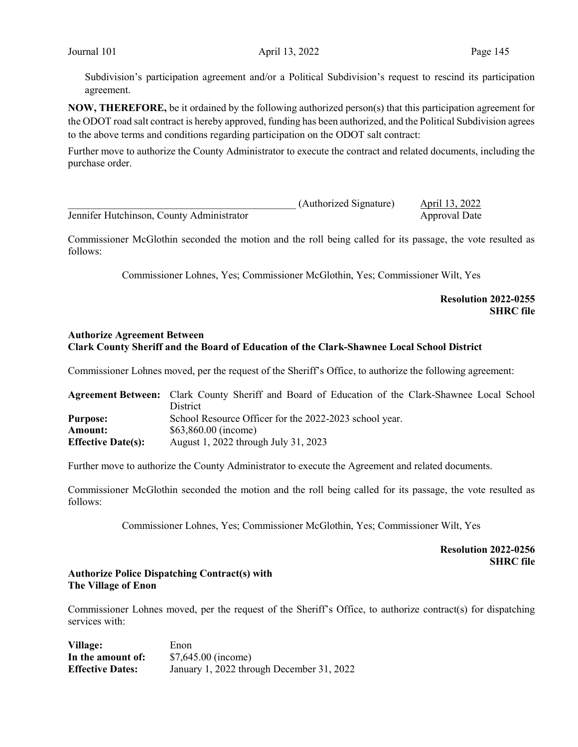Subdivision's participation agreement and/or a Political Subdivision's request to rescind its participation agreement.

**NOW, THEREFORE,** be it ordained by the following authorized person(s) that this participation agreement for the ODOT road salt contract is hereby approved, funding has been authorized, and the Political Subdivision agrees to the above terms and conditions regarding participation on the ODOT salt contract:

Further move to authorize the County Administrator to execute the contract and related documents, including the purchase order.

_____________________________________________ (Authorized Signature) April 13, 2022
Jennifer Hutchinson, County Administrator Approval Date

Commissioner McGlothin seconded the motion and the roll being called for its passage, the vote resulted as follows:

Commissioner Lohnes, Yes; Commissioner McGlothin, Yes; Commissioner Wilt, Yes

**Resolution 2022-0255**
**SHRC file**

**Authorize Agreement Between**
**Clark County Sheriff and the Board of Education of the Clark-Shawnee Local School District**

Commissioner Lohnes moved, per the request of the Sheriff's Office, to authorize the following agreement:

| | |
|---|---|
| **Agreement Between:** | Clark County Sheriff and Board of Education of the Clark-Shawnee Local School District |
| **Purpose:** | School Resource Officer for the 2022-2023 school year. |
| **Amount:** | $63,860.00 (income) |
| **Effective Date(s):** | August 1, 2022 through July 31, 2023 |

Further move to authorize the County Administrator to execute the Agreement and related documents.

Commissioner McGlothin seconded the motion and the roll being called for its passage, the vote resulted as follows:

Commissioner Lohnes, Yes; Commissioner McGlothin, Yes; Commissioner Wilt, Yes

**Resolution 2022-0256**
**SHRC file**

**Authorize Police Dispatching Contract(s) with**
**The Village of Enon**

Commissioner Lohnes moved, per the request of the Sheriff's Office, to authorize contract(s) for dispatching services with:

| | |
|---|---|
| **Village:** | Enon |
| **In the amount of:** | $7,645.00 (income) |
| **Effective Dates:** | January 1, 2022 through December 31, 2022 |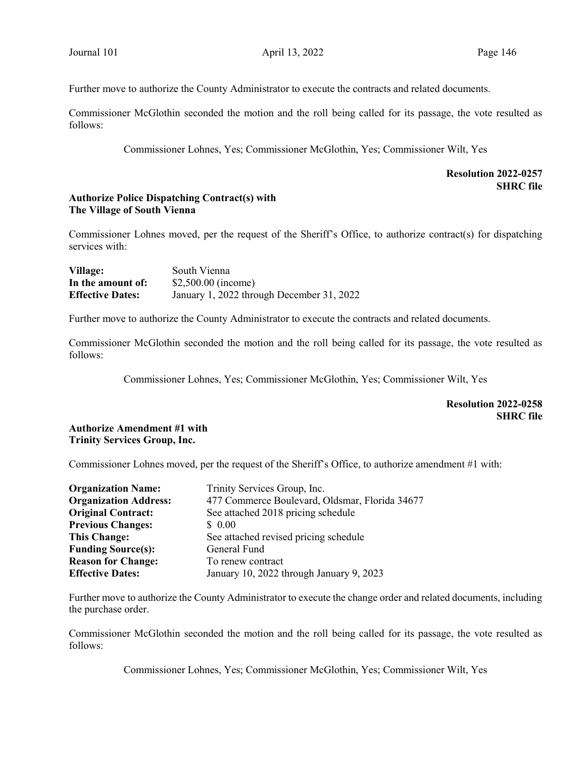Further move to authorize the County Administrator to execute the contracts and related documents.

Commissioner McGlothin seconded the motion and the roll being called for its passage, the vote resulted as follows:

Commissioner Lohnes, Yes; Commissioner McGlothin, Yes; Commissioner Wilt, Yes

**Resolution 2022-0257**
**SHRC file**

**Authorize Police Dispatching Contract(s) with The Village of South Vienna**

Commissioner Lohnes moved, per the request of the Sheriff's Office, to authorize contract(s) for dispatching services with:

| | |
|---|---|
| **Village:** | South Vienna |
| **In the amount of:** | $2,500.00 (income) |
| **Effective Dates:** | January 1, 2022 through December 31, 2022 |

Further move to authorize the County Administrator to execute the contracts and related documents.

Commissioner McGlothin seconded the motion and the roll being called for its passage, the vote resulted as follows:

Commissioner Lohnes, Yes; Commissioner McGlothin, Yes; Commissioner Wilt, Yes

**Resolution 2022-0258**
**SHRC file**

**Authorize Amendment #1 with Trinity Services Group, Inc.**

Commissioner Lohnes moved, per the request of the Sheriff's Office, to authorize amendment #1 with:

| | |
|---|---|
| **Organization Name:** | Trinity Services Group, Inc. |
| **Organization Address:** | 477 Commerce Boulevard, Oldsmar, Florida 34677 |
| **Original Contract:** | See attached 2018 pricing schedule |
| **Previous Changes:** | $ 0.00 |
| **This Change:** | See attached revised pricing schedule |
| **Funding Source(s):** | General Fund |
| **Reason for Change:** | To renew contract |
| **Effective Dates:** | January 10, 2022 through January 9, 2023 |

Further move to authorize the County Administrator to execute the change order and related documents, including the purchase order.

Commissioner McGlothin seconded the motion and the roll being called for its passage, the vote resulted as follows:

Commissioner Lohnes, Yes; Commissioner McGlothin, Yes; Commissioner Wilt, Yes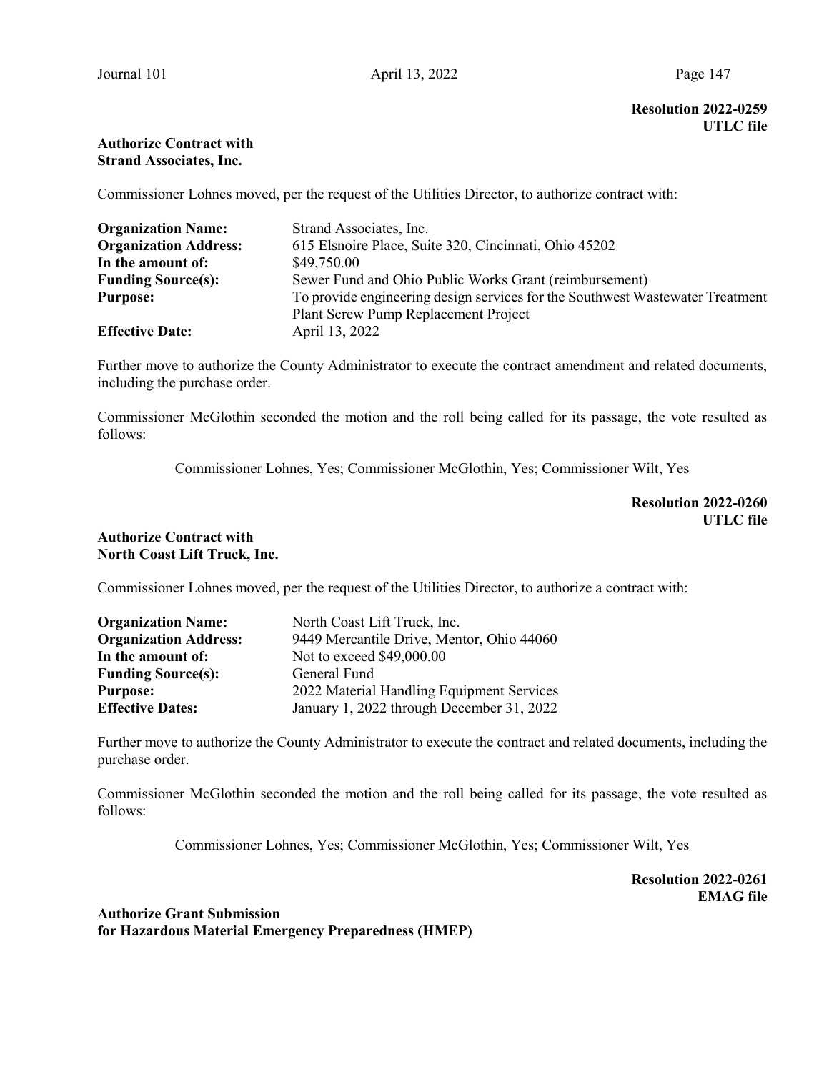**Resolution 2022-0259**
**UTLC file**

**Authorize Contract with**
**Strand Associates, Inc.**

Commissioner Lohnes moved, per the request of the Utilities Director, to authorize contract with:

| | |
|---|---|
| **Organization Name:** | Strand Associates, Inc. |
| **Organization Address:** | 615 Elsnoire Place, Suite 320, Cincinnati, Ohio 45202 |
| **In the amount of:** | $49,750.00 |
| **Funding Source(s):** | Sewer Fund and Ohio Public Works Grant (reimbursement) |
| **Purpose:** | To provide engineering design services for the Southwest Wastewater Treatment Plant Screw Pump Replacement Project |
| **Effective Date:** | April 13, 2022 |

Further move to authorize the County Administrator to execute the contract amendment and related documents, including the purchase order.

Commissioner McGlothin seconded the motion and the roll being called for its passage, the vote resulted as follows:

Commissioner Lohnes, Yes; Commissioner McGlothin, Yes; Commissioner Wilt, Yes

**Resolution 2022-0260**
**UTLC file**

**Authorize Contract with**
**North Coast Lift Truck, Inc.**

Commissioner Lohnes moved, per the request of the Utilities Director, to authorize a contract with:

| | |
|---|---|
| **Organization Name:** | North Coast Lift Truck, Inc. |
| **Organization Address:** | 9449 Mercantile Drive, Mentor, Ohio 44060 |
| **In the amount of:** | Not to exceed $49,000.00 |
| **Funding Source(s):** | General Fund |
| **Purpose:** | 2022 Material Handling Equipment Services |
| **Effective Dates:** | January 1, 2022 through December 31, 2022 |

Further move to authorize the County Administrator to execute the contract and related documents, including the purchase order.

Commissioner McGlothin seconded the motion and the roll being called for its passage, the vote resulted as follows:

Commissioner Lohnes, Yes; Commissioner McGlothin, Yes; Commissioner Wilt, Yes

**Resolution 2022-0261**
**EMAG file**

**Authorize Grant Submission**
**for Hazardous Material Emergency Preparedness (HMEP)**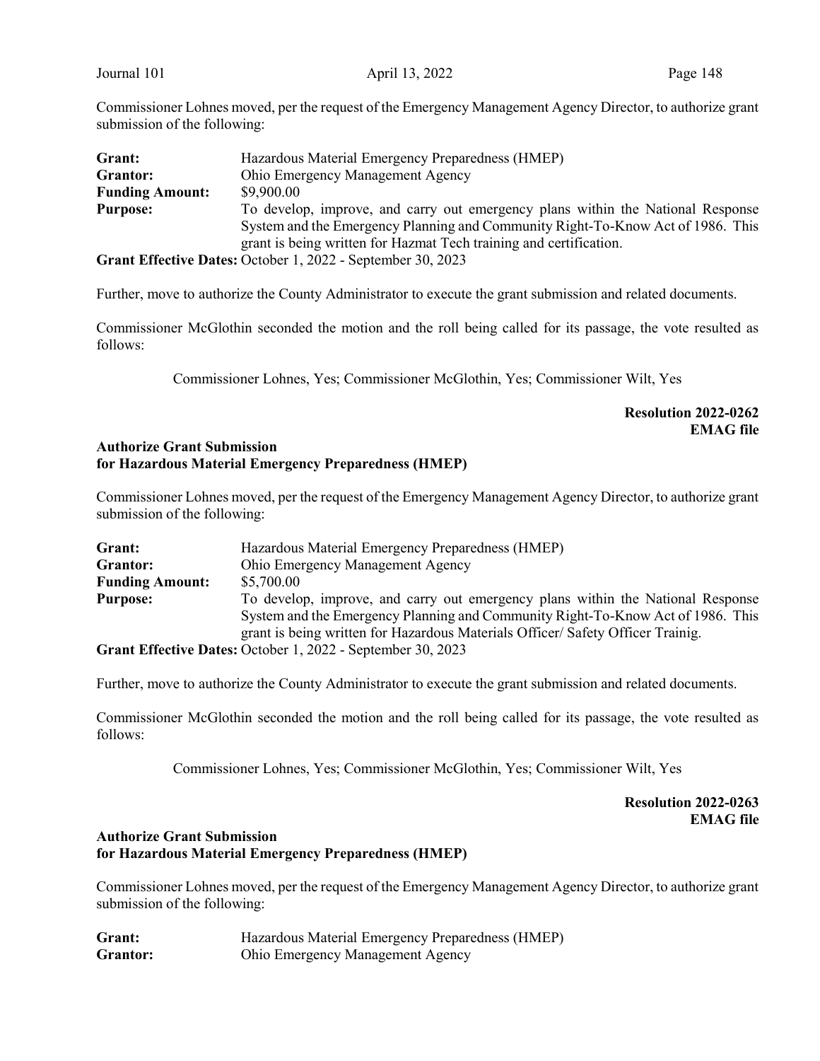Commissioner Lohnes moved, per the request of the Emergency Management Agency Director, to authorize grant submission of the following:

| | |
|---|---|
| **Grant:** | Hazardous Material Emergency Preparedness (HMEP) |
| **Grantor:** | Ohio Emergency Management Agency |
| **Funding Amount:** | $9,900.00 |
| **Purpose:** | To develop, improve, and carry out emergency plans within the National Response System and the Emergency Planning and Community Right-To-Know Act of 1986. This grant is being written for Hazmat Tech training and certification. |

**Grant Effective Dates:** October 1, 2022 - September 30, 2023

Further, move to authorize the County Administrator to execute the grant submission and related documents.

Commissioner McGlothin seconded the motion and the roll being called for its passage, the vote resulted as follows:

Commissioner Lohnes, Yes; Commissioner McGlothin, Yes; Commissioner Wilt, Yes

**Resolution 2022-0262**
**EMAG file**

### Authorize Grant Submission for Hazardous Material Emergency Preparedness (HMEP)

Commissioner Lohnes moved, per the request of the Emergency Management Agency Director, to authorize grant submission of the following:

| | |
|---|---|
| **Grant:** | Hazardous Material Emergency Preparedness (HMEP) |
| **Grantor:** | Ohio Emergency Management Agency |
| **Funding Amount:** | $5,700.00 |
| **Purpose:** | To develop, improve, and carry out emergency plans within the National Response System and the Emergency Planning and Community Right-To-Know Act of 1986. This grant is being written for Hazardous Materials Officer/ Safety Officer Trainig. |

**Grant Effective Dates:** October 1, 2022 - September 30, 2023

Further, move to authorize the County Administrator to execute the grant submission and related documents.

Commissioner McGlothin seconded the motion and the roll being called for its passage, the vote resulted as follows:

Commissioner Lohnes, Yes; Commissioner McGlothin, Yes; Commissioner Wilt, Yes

**Resolution 2022-0263**
**EMAG file**

### Authorize Grant Submission for Hazardous Material Emergency Preparedness (HMEP)

Commissioner Lohnes moved, per the request of the Emergency Management Agency Director, to authorize grant submission of the following:

| | |
|---|---|
| **Grant:** | Hazardous Material Emergency Preparedness (HMEP) |
| **Grantor:** | Ohio Emergency Management Agency |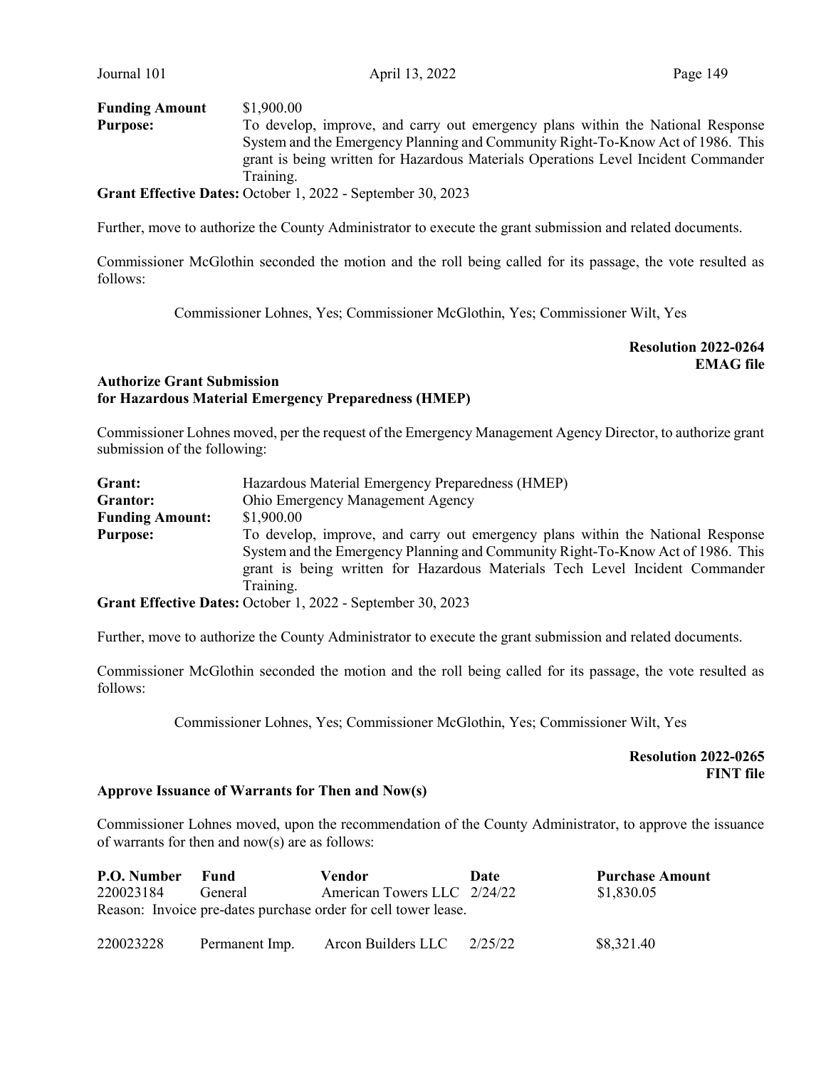**Funding Amount** $1,900.00

**Purpose:** To develop, improve, and carry out emergency plans within the National Response System and the Emergency Planning and Community Right-To-Know Act of 1986. This grant is being written for Hazardous Materials Operations Level Incident Commander Training.

**Grant Effective Dates:** October 1, 2022 - September 30, 2023

Further, move to authorize the County Administrator to execute the grant submission and related documents.

Commissioner McGlothin seconded the motion and the roll being called for its passage, the vote resulted as follows:

Commissioner Lohnes, Yes; Commissioner McGlothin, Yes; Commissioner Wilt, Yes

**Resolution 2022-0264**
**EMAG file**

**Authorize Grant Submission for Hazardous Material Emergency Preparedness (HMEP)**

Commissioner Lohnes moved, per the request of the Emergency Management Agency Director, to authorize grant submission of the following:

**Grant:** Hazardous Material Emergency Preparedness (HMEP)

**Grantor:** Ohio Emergency Management Agency

**Funding Amount:** $1,900.00

**Purpose:** To develop, improve, and carry out emergency plans within the National Response System and the Emergency Planning and Community Right-To-Know Act of 1986. This grant is being written for Hazardous Materials Tech Level Incident Commander Training.

**Grant Effective Dates:** October 1, 2022 - September 30, 2023

Further, move to authorize the County Administrator to execute the grant submission and related documents.

Commissioner McGlothin seconded the motion and the roll being called for its passage, the vote resulted as follows:

Commissioner Lohnes, Yes; Commissioner McGlothin, Yes; Commissioner Wilt, Yes

**Resolution 2022-0265**
**FINT file**

**Approve Issuance of Warrants for Then and Now(s)**

Commissioner Lohnes moved, upon the recommendation of the County Administrator, to approve the issuance of warrants for then and now(s) are as follows:

| P.O. Number | Fund | Vendor | Date | Purchase Amount |
|---|---|---|---|---|
| 220023184 | General | American Towers LLC | 2/24/22 | $1,830.05 |
| Reason: Invoice pre-dates purchase order for cell tower lease. | | | | |
| 220023228 | Permanent Imp. | Arcon Builders LLC | 2/25/22 | $8,321.40 |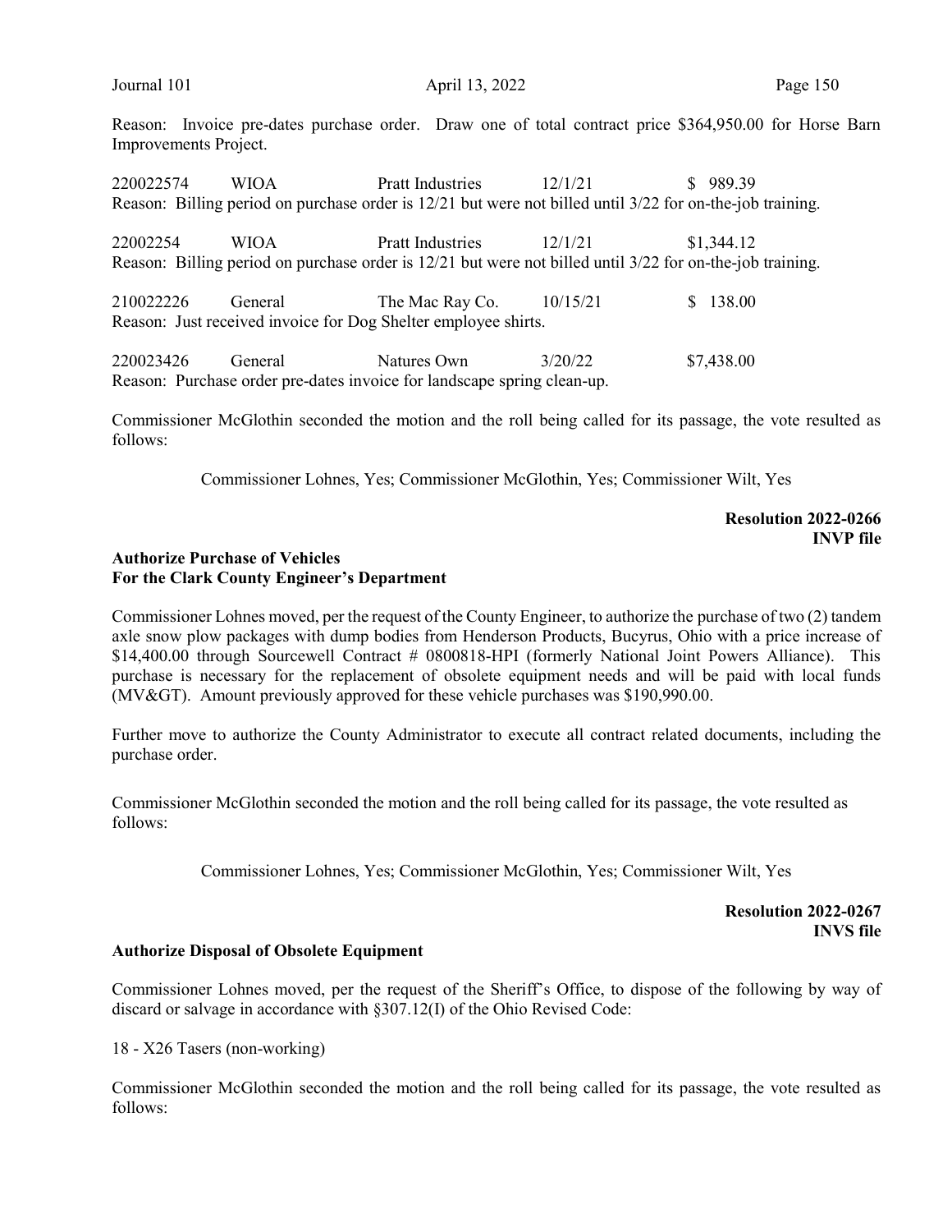Reason: Invoice pre-dates purchase order. Draw one of total contract price $364,950.00 for Horse Barn Improvements Project.

220022574 WIOA Pratt Industries 12/1/21 $ 989.39
Reason: Billing period on purchase order is 12/21 but were not billed until 3/22 for on-the-job training.

22002254 WIOA Pratt Industries 12/1/21 $1,344.12
Reason: Billing period on purchase order is 12/21 but were not billed until 3/22 for on-the-job training.

210022226 General The Mac Ray Co. 10/15/21 $ 138.00
Reason: Just received invoice for Dog Shelter employee shirts.

220023426 General Natures Own 3/20/22 $7,438.00
Reason: Purchase order pre-dates invoice for landscape spring clean-up.

Commissioner McGlothin seconded the motion and the roll being called for its passage, the vote resulted as follows:

Commissioner Lohnes, Yes; Commissioner McGlothin, Yes; Commissioner Wilt, Yes

**Resolution 2022-0266**
**INVP file**

**Authorize Purchase of Vehicles**
**For the Clark County Engineer's Department**

Commissioner Lohnes moved, per the request of the County Engineer, to authorize the purchase of two (2) tandem axle snow plow packages with dump bodies from Henderson Products, Bucyrus, Ohio with a price increase of $14,400.00 through Sourcewell Contract # 0800818-HPI (formerly National Joint Powers Alliance). This purchase is necessary for the replacement of obsolete equipment needs and will be paid with local funds (MV&GT). Amount previously approved for these vehicle purchases was $190,990.00.

Further move to authorize the County Administrator to execute all contract related documents, including the purchase order.

Commissioner McGlothin seconded the motion and the roll being called for its passage, the vote resulted as follows:

Commissioner Lohnes, Yes; Commissioner McGlothin, Yes; Commissioner Wilt, Yes

**Resolution 2022-0267**
**INVS file**

**Authorize Disposal of Obsolete Equipment**

Commissioner Lohnes moved, per the request of the Sheriff's Office, to dispose of the following by way of discard or salvage in accordance with §307.12(I) of the Ohio Revised Code:

18 - X26 Tasers (non-working)

Commissioner McGlothin seconded the motion and the roll being called for its passage, the vote resulted as follows: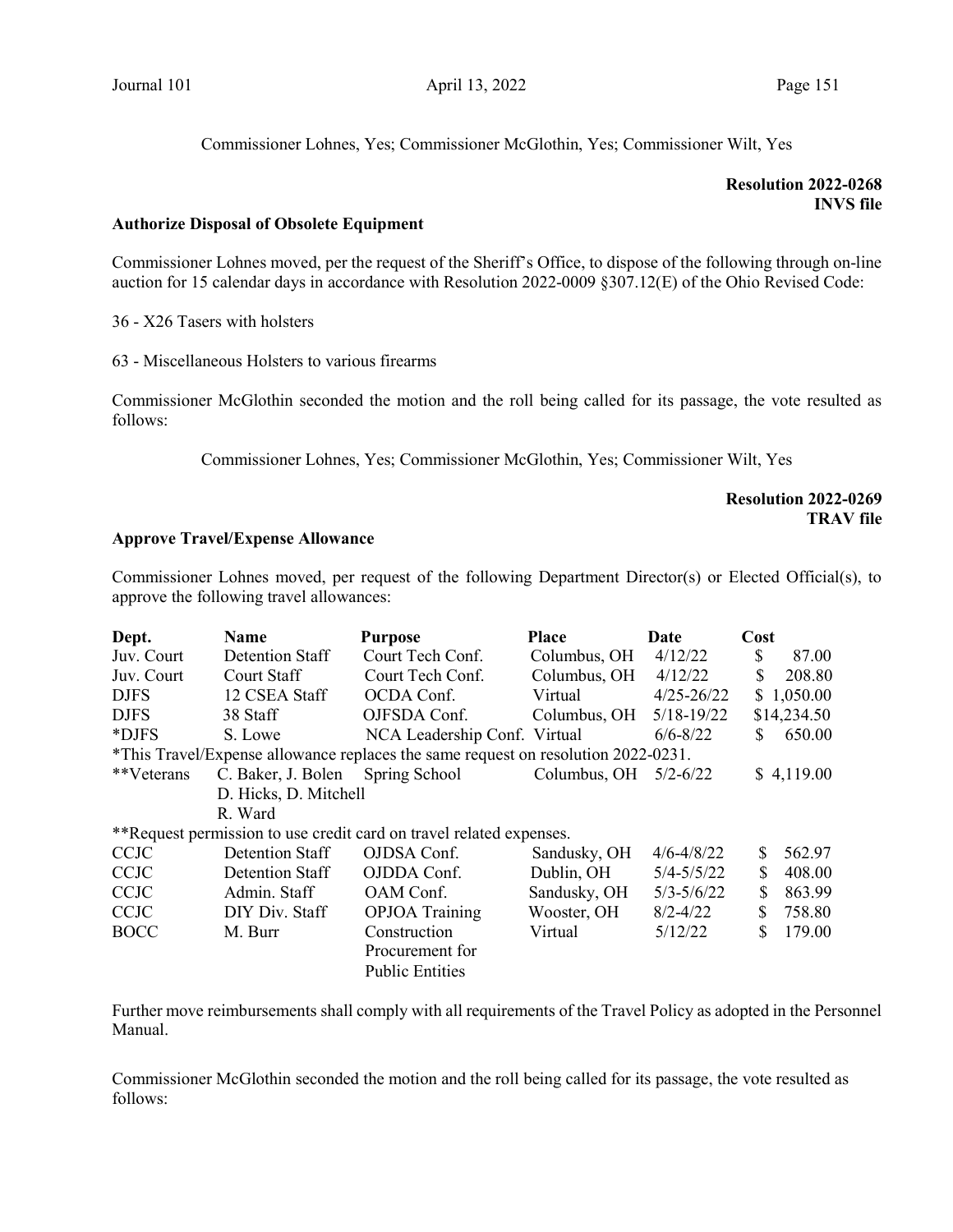Commissioner Lohnes, Yes; Commissioner McGlothin, Yes; Commissioner Wilt, Yes

**Resolution 2022-0268**
**INVS file**

**Authorize Disposal of Obsolete Equipment**

Commissioner Lohnes moved, per the request of the Sheriff's Office, to dispose of the following through on-line auction for 15 calendar days in accordance with Resolution 2022-0009 §307.12(E) of the Ohio Revised Code:

36 - X26 Tasers with holsters

63 - Miscellaneous Holsters to various firearms

Commissioner McGlothin seconded the motion and the roll being called for its passage, the vote resulted as follows:

Commissioner Lohnes, Yes; Commissioner McGlothin, Yes; Commissioner Wilt, Yes

**Resolution 2022-0269**
**TRAV file**

**Approve Travel/Expense Allowance**

Commissioner Lohnes moved, per request of the following Department Director(s) or Elected Official(s), to approve the following travel allowances:

| Dept. | Name | Purpose | Place | Date | Cost |
|---|---|---|---|---|---|
| Juv. Court | Detention Staff | Court Tech Conf. | Columbus, OH | 4/12/22 | $ 87.00 |
| Juv. Court | Court Staff | Court Tech Conf. | Columbus, OH | 4/12/22 | $ 208.80 |
| DJFS | 12 CSEA Staff | OCDA Conf. | Virtual | 4/25-26/22 | $ 1,050.00 |
| DJFS | 38 Staff | OJFSDA Conf. | Columbus, OH | 5/18-19/22 | $14,234.50 |
| *DJFS | S. Lowe | NCA Leadership Conf. | Virtual | 6/6-8/22 | $ 650.00 |
| *This Travel/Expense allowance replaces the same request on resolution 2022-0231. | | | | | |
| **Veterans | C. Baker, J. Bolen D. Hicks, D. Mitchell R. Ward | Spring School | Columbus, OH | 5/2-6/22 | $ 4,119.00 |
| **Request permission to use credit card on travel related expenses. | | | | | |
| CCJC | Detention Staff | OJDSA Conf. | Sandusky, OH | 4/6-4/8/22 | $ 562.97 |
| CCJC | Detention Staff | OJDDA Conf. | Dublin, OH | 5/4-5/5/22 | $ 408.00 |
| CCJC | Admin. Staff | OAM Conf. | Sandusky, OH | 5/3-5/6/22 | $ 863.99 |
| CCJC | DIY Div. Staff | OPJOA Training | Wooster, OH | 8/2-4/22 | $ 758.80 |
| BOCC | M. Burr | Construction Procurement for Public Entities | Virtual | 5/12/22 | $ 179.00 |

Further move reimbursements shall comply with all requirements of the Travel Policy as adopted in the Personnel Manual.

Commissioner McGlothin seconded the motion and the roll being called for its passage, the vote resulted as follows: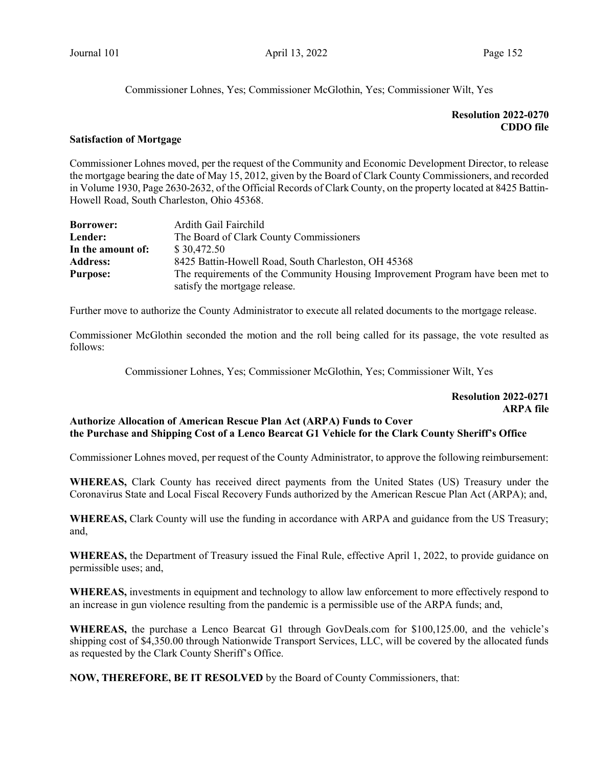Commissioner Lohnes, Yes; Commissioner McGlothin, Yes; Commissioner Wilt, Yes

**Resolution 2022-0270**
**CDDO file**

**Satisfaction of Mortgage**

Commissioner Lohnes moved, per the request of the Community and Economic Development Director, to release the mortgage bearing the date of May 15, 2012, given by the Board of Clark County Commissioners, and recorded in Volume 1930, Page 2630-2632, of the Official Records of Clark County, on the property located at 8425 Battin-Howell Road, South Charleston, Ohio 45368.

| | |
|---|---|
| **Borrower:** | Ardith Gail Fairchild |
| **Lender:** | The Board of Clark County Commissioners |
| **In the amount of:** | $ 30,472.50 |
| **Address:** | 8425 Battin-Howell Road, South Charleston, OH 45368 |
| **Purpose:** | The requirements of the Community Housing Improvement Program have been met to satisfy the mortgage release. |

Further move to authorize the County Administrator to execute all related documents to the mortgage release.

Commissioner McGlothin seconded the motion and the roll being called for its passage, the vote resulted as follows:

Commissioner Lohnes, Yes; Commissioner McGlothin, Yes; Commissioner Wilt, Yes

**Resolution 2022-0271**
**ARPA file**

**Authorize Allocation of American Rescue Plan Act (ARPA) Funds to Cover the Purchase and Shipping Cost of a Lenco Bearcat G1 Vehicle for the Clark County Sheriff's Office**

Commissioner Lohnes moved, per request of the County Administrator, to approve the following reimbursement:

**WHEREAS,** Clark County has received direct payments from the United States (US) Treasury under the Coronavirus State and Local Fiscal Recovery Funds authorized by the American Rescue Plan Act (ARPA); and,

**WHEREAS,** Clark County will use the funding in accordance with ARPA and guidance from the US Treasury; and,

**WHEREAS,** the Department of Treasury issued the Final Rule, effective April 1, 2022, to provide guidance on permissible uses; and,

**WHEREAS,** investments in equipment and technology to allow law enforcement to more effectively respond to an increase in gun violence resulting from the pandemic is a permissible use of the ARPA funds; and,

**WHEREAS,** the purchase a Lenco Bearcat G1 through GovDeals.com for $100,125.00, and the vehicle's shipping cost of $4,350.00 through Nationwide Transport Services, LLC, will be covered by the allocated funds as requested by the Clark County Sheriff's Office.

**NOW, THEREFORE, BE IT RESOLVED** by the Board of County Commissioners, that: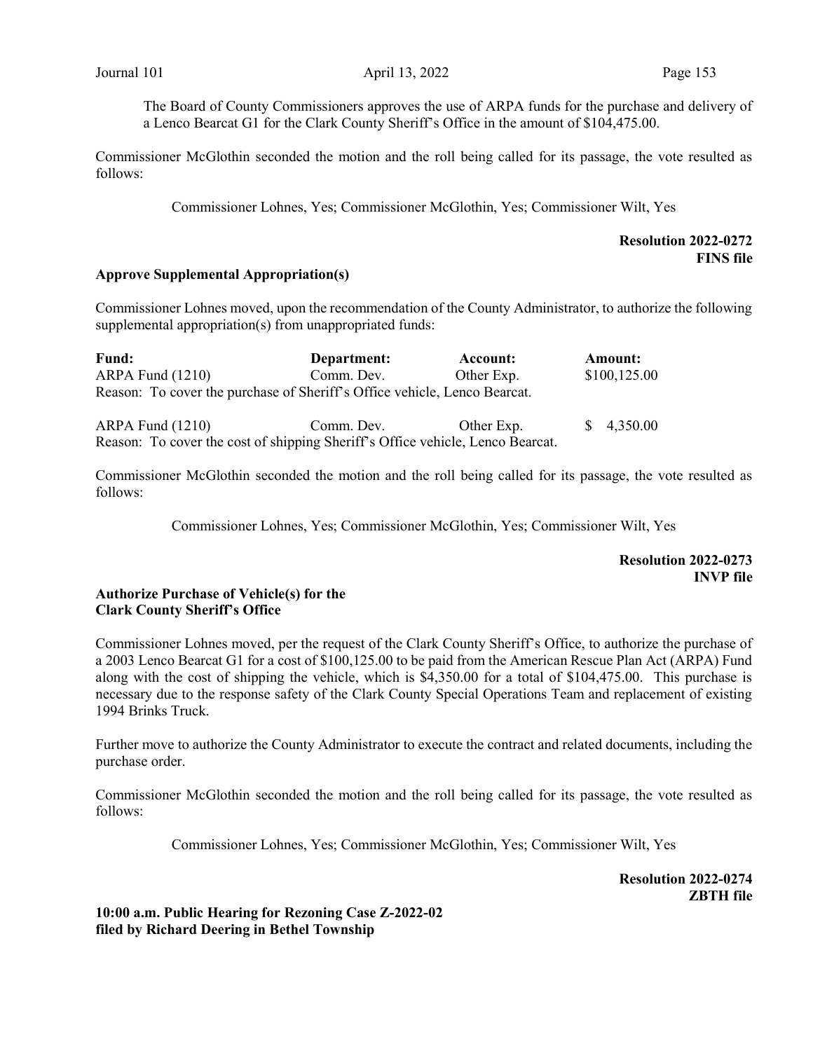The Board of County Commissioners approves the use of ARPA funds for the purchase and delivery of a Lenco Bearcat G1 for the Clark County Sheriff's Office in the amount of $104,475.00.

Commissioner McGlothin seconded the motion and the roll being called for its passage, the vote resulted as follows:

Commissioner Lohnes, Yes; Commissioner McGlothin, Yes; Commissioner Wilt, Yes

**Resolution 2022-0272**
**FINS file**

**Approve Supplemental Appropriation(s)**

Commissioner Lohnes moved, upon the recommendation of the County Administrator, to authorize the following supplemental appropriation(s) from unappropriated funds:

| Fund: | Department: | Account: | Amount: |
|---|---|---|---|
| ARPA Fund (1210) | Comm. Dev. | Other Exp. | $100,125.00 |

Reason: To cover the purchase of Sheriff's Office vehicle, Lenco Bearcat.

| Fund: | Department: | Account: | Amount: |
|---|---|---|---|
| ARPA Fund (1210) | Comm. Dev. | Other Exp. | $ 4,350.00 |

Reason: To cover the cost of shipping Sheriff's Office vehicle, Lenco Bearcat.

Commissioner McGlothin seconded the motion and the roll being called for its passage, the vote resulted as follows:

Commissioner Lohnes, Yes; Commissioner McGlothin, Yes; Commissioner Wilt, Yes

**Resolution 2022-0273**
**INVP file**

**Authorize Purchase of Vehicle(s) for the Clark County Sheriff's Office**

Commissioner Lohnes moved, per the request of the Clark County Sheriff's Office, to authorize the purchase of a 2003 Lenco Bearcat G1 for a cost of $100,125.00 to be paid from the American Rescue Plan Act (ARPA) Fund along with the cost of shipping the vehicle, which is $4,350.00 for a total of $104,475.00. This purchase is necessary due to the response safety of the Clark County Special Operations Team and replacement of existing 1994 Brinks Truck.

Further move to authorize the County Administrator to execute the contract and related documents, including the purchase order.

Commissioner McGlothin seconded the motion and the roll being called for its passage, the vote resulted as follows:

Commissioner Lohnes, Yes; Commissioner McGlothin, Yes; Commissioner Wilt, Yes

**Resolution 2022-0274**
**ZBTH file**

**10:00 a.m. Public Hearing for Rezoning Case Z-2022-02 filed by Richard Deering in Bethel Township**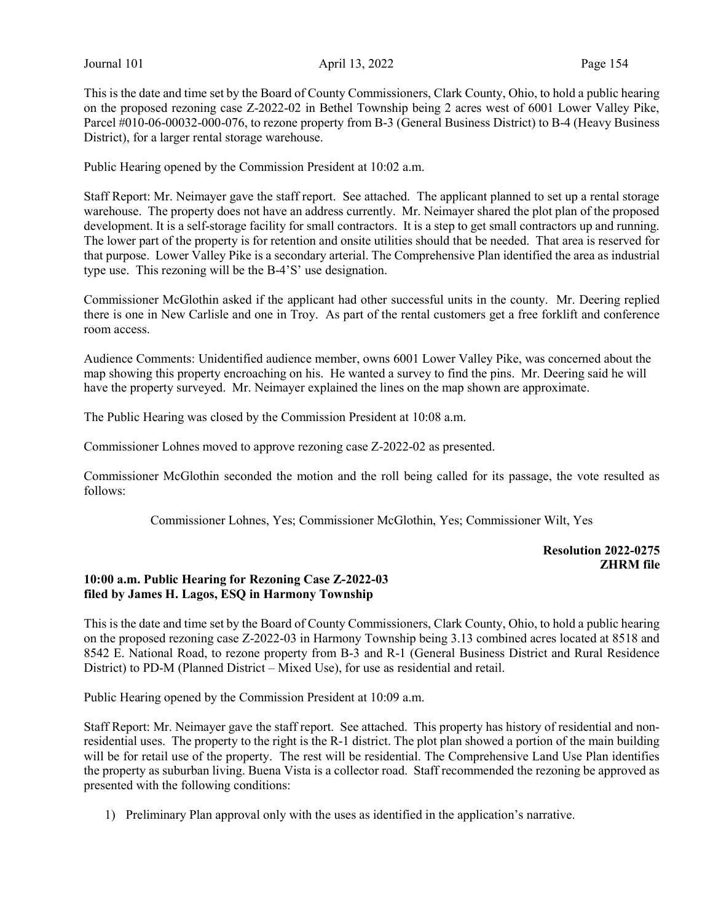This is the date and time set by the Board of County Commissioners, Clark County, Ohio, to hold a public hearing on the proposed rezoning case Z-2022-02 in Bethel Township being 2 acres west of 6001 Lower Valley Pike, Parcel #010-06-00032-000-076, to rezone property from B-3 (General Business District) to B-4 (Heavy Business District), for a larger rental storage warehouse.

Public Hearing opened by the Commission President at 10:02 a.m.

Staff Report: Mr. Neimayer gave the staff report. See attached. The applicant planned to set up a rental storage warehouse. The property does not have an address currently. Mr. Neimayer shared the plot plan of the proposed development. It is a self-storage facility for small contractors. It is a step to get small contractors up and running. The lower part of the property is for retention and onsite utilities should that be needed. That area is reserved for that purpose. Lower Valley Pike is a secondary arterial. The Comprehensive Plan identified the area as industrial type use. This rezoning will be the B-4'S' use designation.

Commissioner McGlothin asked if the applicant had other successful units in the county. Mr. Deering replied there is one in New Carlisle and one in Troy. As part of the rental customers get a free forklift and conference room access.

Audience Comments: Unidentified audience member, owns 6001 Lower Valley Pike, was concerned about the map showing this property encroaching on his. He wanted a survey to find the pins. Mr. Deering said he will have the property surveyed. Mr. Neimayer explained the lines on the map shown are approximate.

The Public Hearing was closed by the Commission President at 10:08 a.m.

Commissioner Lohnes moved to approve rezoning case Z-2022-02 as presented.

Commissioner McGlothin seconded the motion and the roll being called for its passage, the vote resulted as follows:

Commissioner Lohnes, Yes; Commissioner McGlothin, Yes; Commissioner Wilt, Yes

**Resolution 2022-0275**
**ZHRM file**

**10:00 a.m. Public Hearing for Rezoning Case Z-2022-03 filed by James H. Lagos, ESQ in Harmony Township**

This is the date and time set by the Board of County Commissioners, Clark County, Ohio, to hold a public hearing on the proposed rezoning case Z-2022-03 in Harmony Township being 3.13 combined acres located at 8518 and 8542 E. National Road, to rezone property from B-3 and R-1 (General Business District and Rural Residence District) to PD-M (Planned District – Mixed Use), for use as residential and retail.

Public Hearing opened by the Commission President at 10:09 a.m.

Staff Report: Mr. Neimayer gave the staff report. See attached. This property has history of residential and non-residential uses. The property to the right is the R-1 district. The plot plan showed a portion of the main building will be for retail use of the property. The rest will be residential. The Comprehensive Land Use Plan identifies the property as suburban living. Buena Vista is a collector road. Staff recommended the rezoning be approved as presented with the following conditions:

1) Preliminary Plan approval only with the uses as identified in the application's narrative.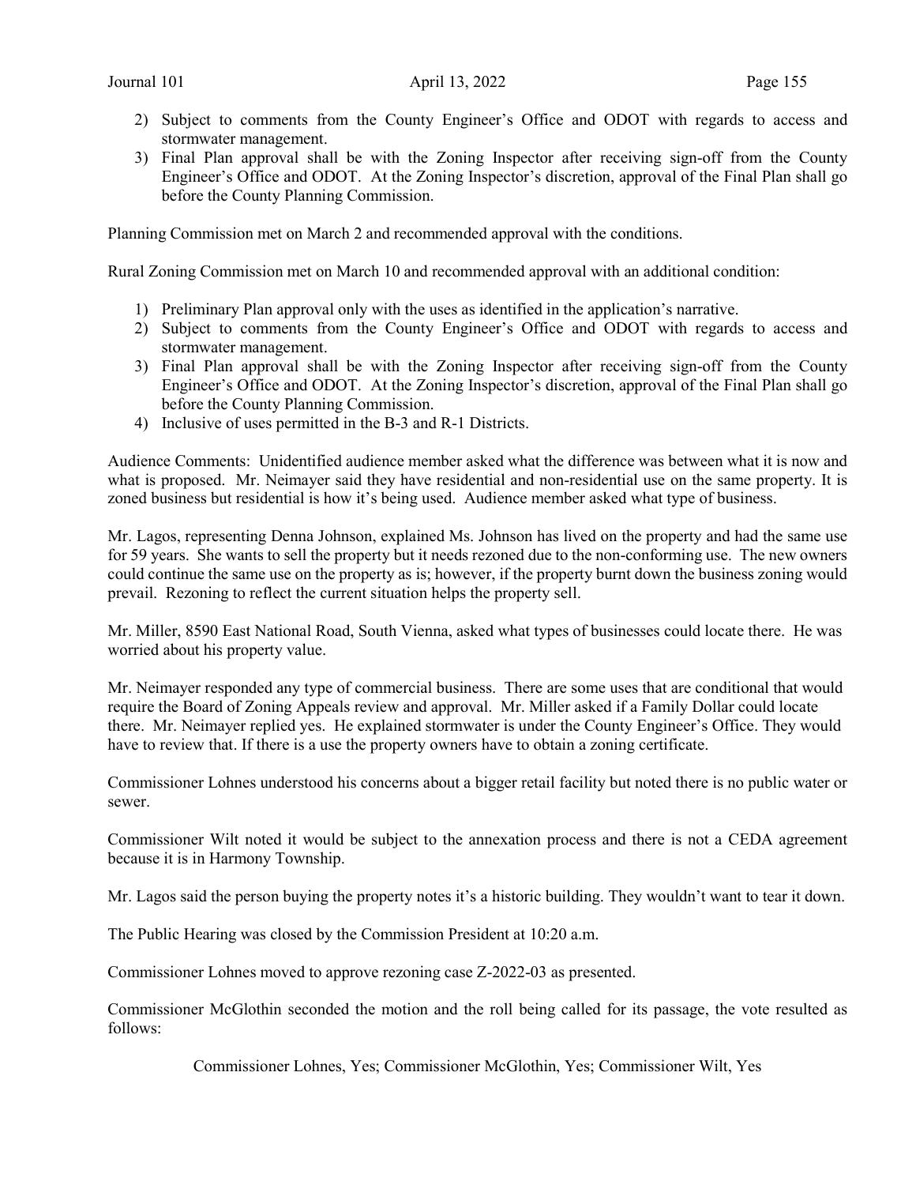2) Subject to comments from the County Engineer's Office and ODOT with regards to access and stormwater management.
3) Final Plan approval shall be with the Zoning Inspector after receiving sign-off from the County Engineer's Office and ODOT. At the Zoning Inspector's discretion, approval of the Final Plan shall go before the County Planning Commission.

Planning Commission met on March 2 and recommended approval with the conditions.

Rural Zoning Commission met on March 10 and recommended approval with an additional condition:

1) Preliminary Plan approval only with the uses as identified in the application's narrative.
2) Subject to comments from the County Engineer's Office and ODOT with regards to access and stormwater management.
3) Final Plan approval shall be with the Zoning Inspector after receiving sign-off from the County Engineer's Office and ODOT. At the Zoning Inspector's discretion, approval of the Final Plan shall go before the County Planning Commission.
4) Inclusive of uses permitted in the B-3 and R-1 Districts.

Audience Comments: Unidentified audience member asked what the difference was between what it is now and what is proposed. Mr. Neimayer said they have residential and non-residential use on the same property. It is zoned business but residential is how it's being used. Audience member asked what type of business.

Mr. Lagos, representing Denna Johnson, explained Ms. Johnson has lived on the property and had the same use for 59 years. She wants to sell the property but it needs rezoned due to the non-conforming use. The new owners could continue the same use on the property as is; however, if the property burnt down the business zoning would prevail. Rezoning to reflect the current situation helps the property sell.

Mr. Miller, 8590 East National Road, South Vienna, asked what types of businesses could locate there. He was worried about his property value.

Mr. Neimayer responded any type of commercial business. There are some uses that are conditional that would require the Board of Zoning Appeals review and approval. Mr. Miller asked if a Family Dollar could locate there. Mr. Neimayer replied yes. He explained stormwater is under the County Engineer's Office. They would have to review that. If there is a use the property owners have to obtain a zoning certificate.

Commissioner Lohnes understood his concerns about a bigger retail facility but noted there is no public water or sewer.

Commissioner Wilt noted it would be subject to the annexation process and there is not a CEDA agreement because it is in Harmony Township.

Mr. Lagos said the person buying the property notes it's a historic building. They wouldn't want to tear it down.

The Public Hearing was closed by the Commission President at 10:20 a.m.

Commissioner Lohnes moved to approve rezoning case Z-2022-03 as presented.

Commissioner McGlothin seconded the motion and the roll being called for its passage, the vote resulted as follows:

Commissioner Lohnes, Yes; Commissioner McGlothin, Yes; Commissioner Wilt, Yes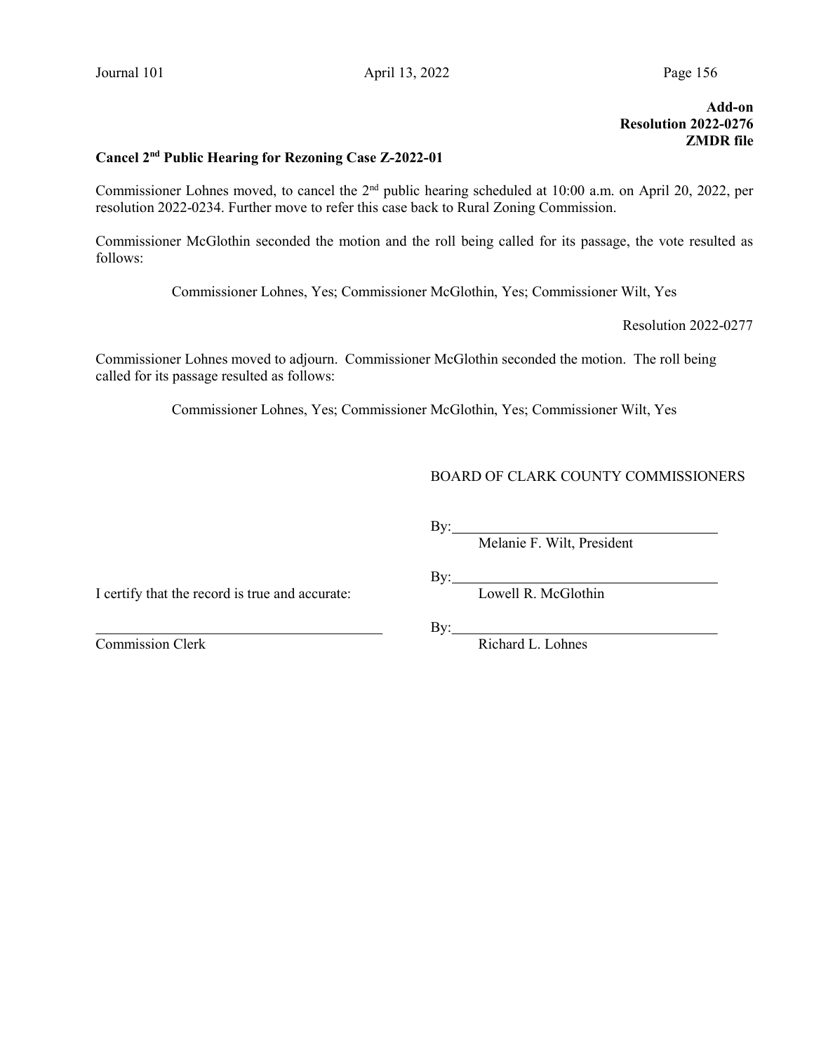**Add-on**
**Resolution 2022-0276**
**ZMDR file**

**Cancel 2nd Public Hearing for Rezoning Case Z-2022-01**

Commissioner Lohnes moved, to cancel the 2nd public hearing scheduled at 10:00 a.m. on April 20, 2022, per resolution 2022-0234. Further move to refer this case back to Rural Zoning Commission.

Commissioner McGlothin seconded the motion and the roll being called for its passage, the vote resulted as follows:

Commissioner Lohnes, Yes; Commissioner McGlothin, Yes; Commissioner Wilt, Yes

Resolution 2022-0277

Commissioner Lohnes moved to adjourn. Commissioner McGlothin seconded the motion. The roll being called for its passage resulted as follows:

Commissioner Lohnes, Yes; Commissioner McGlothin, Yes; Commissioner Wilt, Yes

BOARD OF CLARK COUNTY COMMISSIONERS

By:\_\_\_\_\_\_\_\_\_\_\_\_\_\_\_\_\_\_\_\_\_\_\_\_\_\_\_\_\_\_\_\_
Melanie F. Wilt, President

By:\_\_\_\_\_\_\_\_\_\_\_\_\_\_\_\_\_\_\_\_\_\_\_\_\_\_\_\_\_\_\_\_
Lowell R. McGlothin

I certify that the record is true and accurate:

\_\_\_\_\_\_\_\_\_\_\_\_\_\_\_\_\_\_\_\_\_\_\_\_\_\_\_\_\_\_\_\_
Commission Clerk

By:\_\_\_\_\_\_\_\_\_\_\_\_\_\_\_\_\_\_\_\_\_\_\_\_\_\_\_\_\_\_\_\_
Richard L. Lohnes